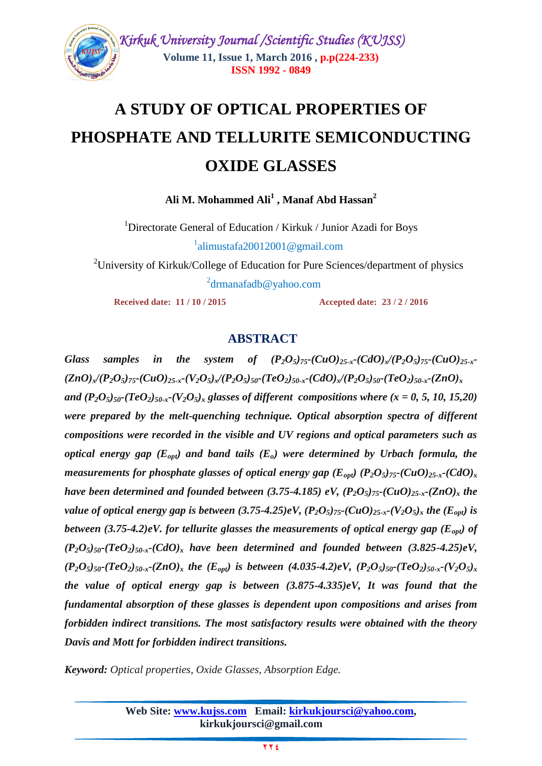# A STUDY OF OPTICAL PROPERTIES OF PHOSPHATE AND TELLURITE SEMICONDUCTING OXIDE GLASSES

**Ali M. Mohammed Ali[1] , Manaf Abd Hassan[2]**

[1]Directorate General of Education / Kirkuk / Junior Azadi for Boys

[1]alimustafa20012001@gmail.com

[2]University of Kirkuk/College of Education for Pure Sciences/department of physics

[2]drmanafadb@yahoo.com

**Received date: 11 / 10 / 2015** **Accepted date: 23 / 2 / 2016**

## ABSTRACT

***Glass samples in the system of $(P_2O_5)_{75}$-$(CuO)_{25-x}$-$(CdO)_x$/$(P_2O_5)_{75}$-$(CuO)_{25-x}$-$(ZnO)_x$/$(P_2O_5)_{75}$-$(CuO)_{25-x}$-$(V_2O_5)_x$/$(P_2O_5)_{50}$-$(TeO_2)_{50-x}$-$(CdO)_x$/$(P_2O_5)_{50}$-$(TeO_2)_{50-x}$-$(ZnO)_x$ and $(P_2O_5)_{50}$-$(TeO_2)_{50-x}$-$(V_2O_5)_x$ glasses of different compositions where (x = 0, 5, 10, 15,20) were prepared by the melt-quenching technique. Optical absorption spectra of different compositions were recorded in the visible and UV regions and optical parameters such as optical energy gap ($E_{opt}$) and band tails ($E_o$) were determined by Urbach formula, the measurements for phosphate glasses of optical energy gap ($E_{opt}$) $(P_2O_5)_{75}$-$(CuO)_{25-x}$-$(CdO)_x$ have been determined and founded between (3.75-4.185) eV, $(P_2O_5)_{75}$-$(CuO)_{25-x}$-$(ZnO)_x$ the value of optical energy gap is between (3.75-4.25)eV, $(P_2O_5)_{75}$-$(CuO)_{25-x}$-$(V_2O_5)_x$ the ($E_{opt}$) is between (3.75-4.2)eV. for tellurite glasses the measurements of optical energy gap ($E_{opt}$) of $(P_2O_5)_{50}$-$(TeO_2)_{50-x}$-$(CdO)_x$ have been determined and founded between (3.825-4.25)eV, $(P_2O_5)_{50}$-$(TeO_2)_{50-x}$-$(ZnO)_x$ the ($E_{opt}$) is between (4.035-4.2)eV, $(P_2O_5)_{50}$-$(TeO_2)_{50-x}$-$(V_2O_5)_x$ the value of optical energy gap is between (3.875-4.335)eV, It was found that the fundamental absorption of these glasses is dependent upon compositions and arises from forbidden indirect transitions. The most satisfactory results were obtained with the theory Davis and Mott for forbidden indirect transitions.***

***Keyword:*** *Optical properties, Oxide Glasses, Absorption Edge.*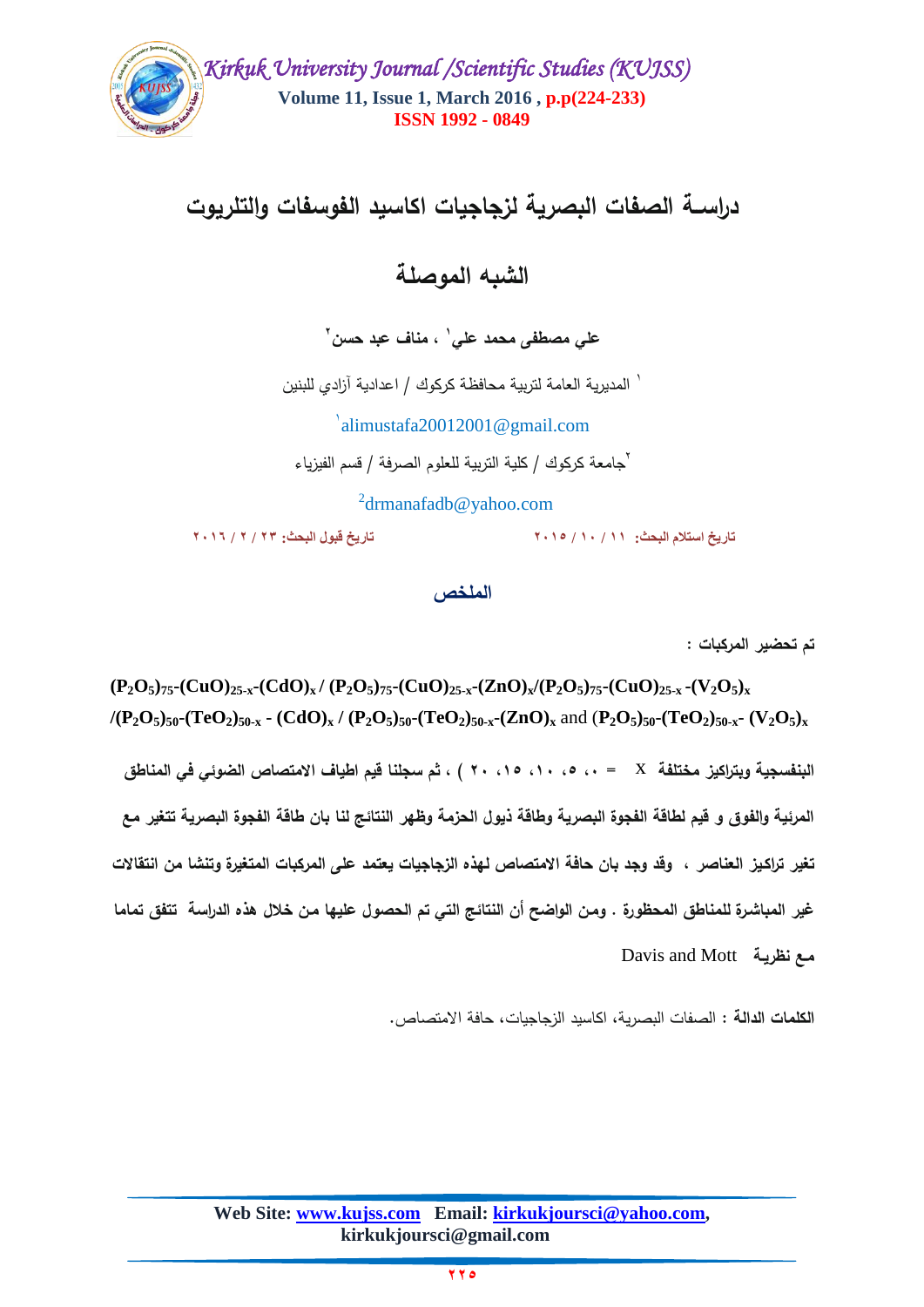# دراسـة الصفات البصرية لزجاجيات اكاسيد الفوسفات والتلريوت

# الشبه الموصلة

**علي مصطفى محمد علي[1] ، مناف عبد حسن[2]**

[1] المديرية العامة لتربية محافظة كركوك / اعدادية آزادي للبنين

[1]alimustafa20012001@gmail.com

[2]جامعة كركوك / كلية التربية للعلوم الصرفة / قسم الفيزياء

[2]drmanafadb@yahoo.com

تاريخ استلام البحث: ١١ / ١٠ / ٢٠١٥ &nbsp;&nbsp;&nbsp;&nbsp;&nbsp; تاريخ قبول البحث: ٢٣ / ٢ / ٢٠١٦

## الملخص

**تم تحضير المركبات :**

$(P_2O_5)_{75}$-$(CuO)_{25-x}$-$(CdO)_x$ / $(P_2O_5)_{75}$-$(CuO)_{25-x}$-$(ZnO)_x$/$(P_2O_5)_{75}$-$(CuO)_{25-x}$ -$(V_2O_5)_x$ /$(P_2O_5)_{50}$-$(TeO_2)_{50-x}$ - $(CdO)_x$ / $(P_2O_5)_{50}$-$(TeO_2)_{50-x}$-$(ZnO)_x$ and $(P_2O_5)_{50}$-$(TeO_2)_{50-x}$- $(V_2O_5)_x$

**البنفسجية وبتراكيز مختلفة X = ( ٠، ٥، ١٠، ١٥، ٢٠ ) ، ثم سجلنا قيم اطياف الامتصاص الضوئي في المناطق المرئية والفوق و قيم لطاقة الفجوة البصرية وطاقة ذيول الحزمة وظهر النتائج لنا بان طاقة الفجوة البصرية تتغير مع تغير تراكيز العناصر ، وقد وجد بان حافة الامتصاص لهذه الزجاجيات يعتمد على المركبات المتغيرة وتنشا من انتقالات غير المباشرة للمناطق المحظورة . ومن الواضح أن النتائج التي تم الحصول عليها من خلال هذه الدراسة تتفق تماما مع نظرية** Davis and Mott

**الكلمات الدالة :** الصفات البصرية، اكاسيد الزجاجيات، حافة الامتصاص.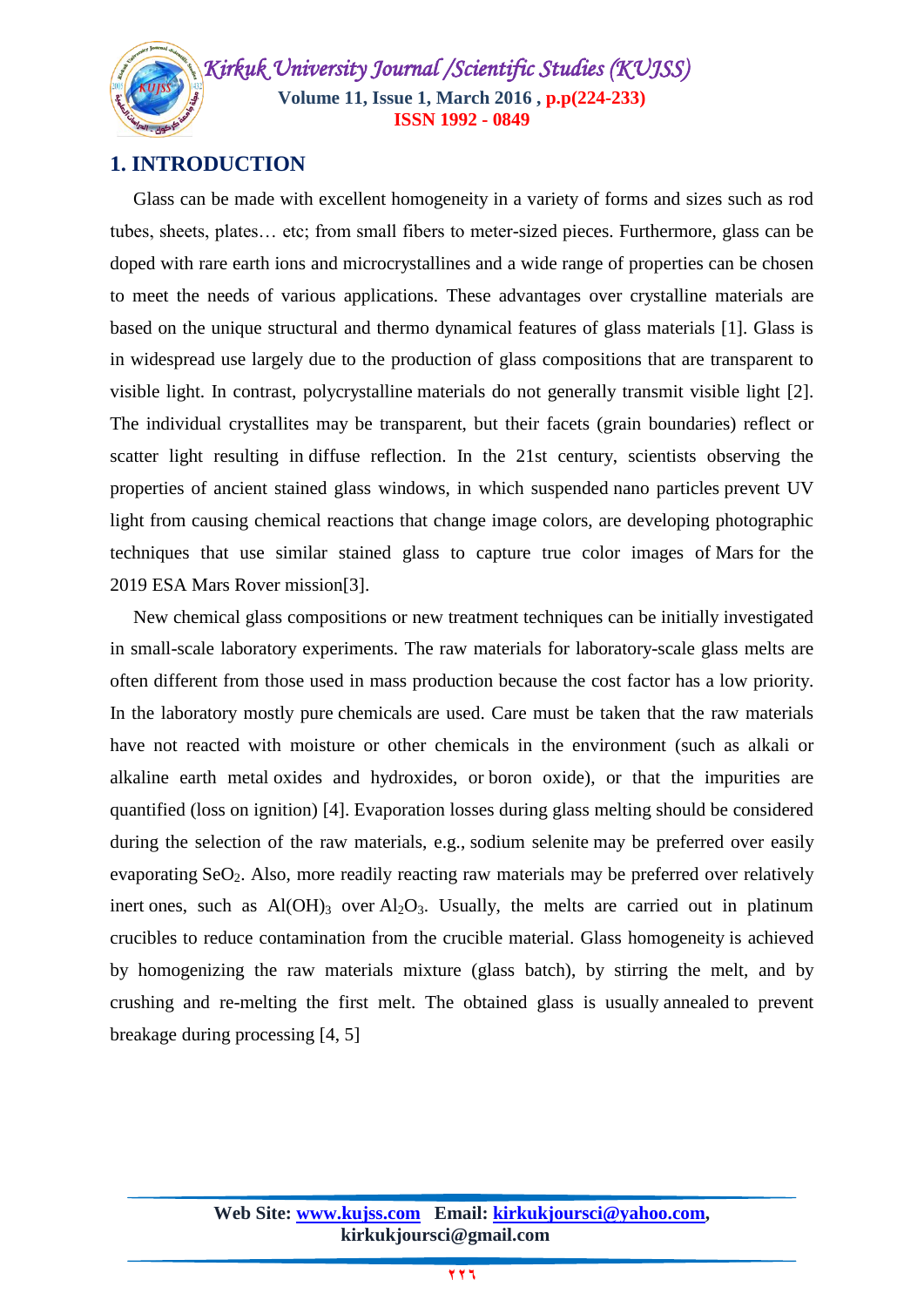# 1. INTRODUCTION

Glass can be made with excellent homogeneity in a variety of forms and sizes such as rod tubes, sheets, plates… etc; from small fibers to meter-sized pieces. Furthermore, glass can be doped with rare earth ions and microcrystallines and a wide range of properties can be chosen to meet the needs of various applications. These advantages over crystalline materials are based on the unique structural and thermo dynamical features of glass materials [1]. Glass is in widespread use largely due to the production of glass compositions that are transparent to visible light. In contrast, polycrystalline materials do not generally transmit visible light [2]. The individual crystallites may be transparent, but their facets (grain boundaries) reflect or scatter light resulting in diffuse reflection. In the 21st century, scientists observing the properties of ancient stained glass windows, in which suspended nano particles prevent UV light from causing chemical reactions that change image colors, are developing photographic techniques that use similar stained glass to capture true color images of Mars for the 2019 ESA Mars Rover mission[3].

New chemical glass compositions or new treatment techniques can be initially investigated in small-scale laboratory experiments. The raw materials for laboratory-scale glass melts are often different from those used in mass production because the cost factor has a low priority. In the laboratory mostly pure chemicals are used. Care must be taken that the raw materials have not reacted with moisture or other chemicals in the environment (such as alkali or alkaline earth metal oxides and hydroxides, or boron oxide), or that the impurities are quantified (loss on ignition) [4]. Evaporation losses during glass melting should be considered during the selection of the raw materials, e.g., sodium selenite may be preferred over easily evaporating $SeO_2$. Also, more readily reacting raw materials may be preferred over relatively inert ones, such as $Al(OH)_3$ over $Al_2O_3$. Usually, the melts are carried out in platinum crucibles to reduce contamination from the crucible material. Glass homogeneity is achieved by homogenizing the raw materials mixture (glass batch), by stirring the melt, and by crushing and re-melting the first melt. The obtained glass is usually annealed to prevent breakage during processing [4, 5]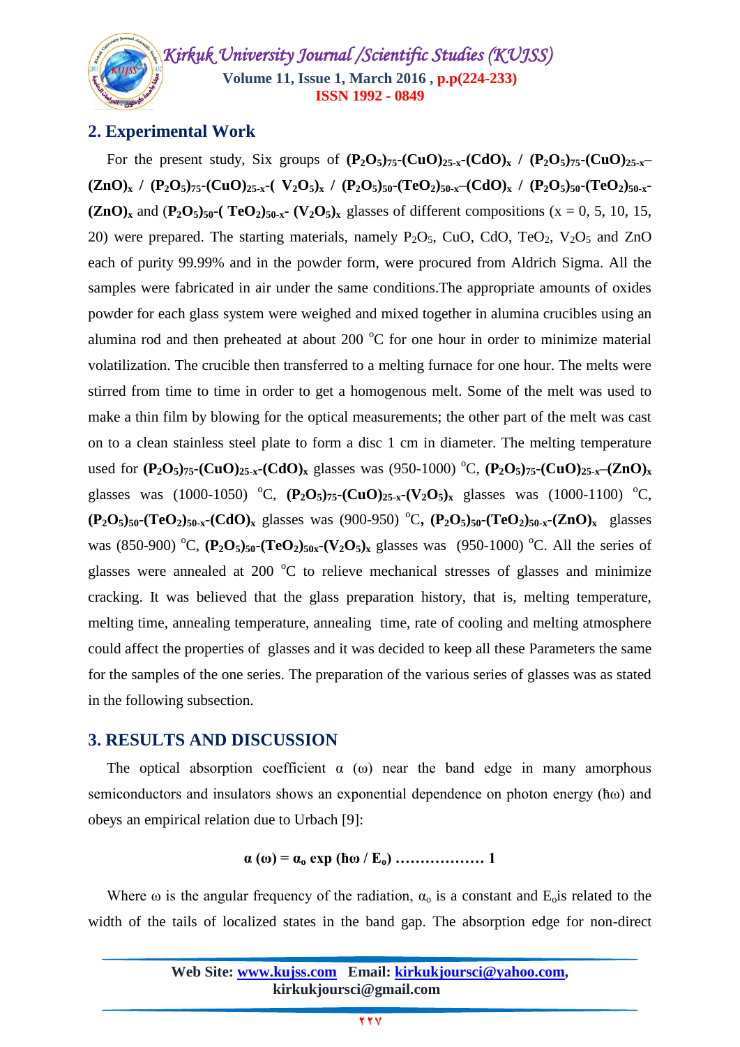## 2. Experimental Work

For the present study, Six groups of $\mathbf{(P_2O_5)_{75}\text{-}(CuO)_{25\text{-}x}\text{-}(CdO)_x}$ / $\mathbf{(P_2O_5)_{75}\text{-}(CuO)_{25\text{-}x}\text{–}(ZnO)_x}$ / $\mathbf{(P_2O_5)_{75}\text{-}(CuO)_{25\text{-}x}\text{-}(V_2O_5)_x}$ / $\mathbf{(P_2O_5)_{50}\text{-}(TeO_2)_{50\text{-}x}\text{–}(CdO)_x}$ / $\mathbf{(P_2O_5)_{50}\text{-}(TeO_2)_{50\text{-}x}\text{-}(ZnO)_x}$ and $\mathbf{(P_2O_5)_{50}\text{-}(TeO_2)_{50\text{-}x}\text{-}(V_2O_5)_x}$ glasses of different compositions (x = 0, 5, 10, 15, 20) were prepared. The starting materials, namely $P_2O_5$, CuO, CdO, $TeO_2$, $V_2O_5$ and ZnO each of purity 99.99% and in the powder form, were procured from Aldrich Sigma. All the samples were fabricated in air under the same conditions.The appropriate amounts of oxides powder for each glass system were weighed and mixed together in alumina crucibles using an alumina rod and then preheated at about 200 $^oC$ for one hour in order to minimize material volatilization. The crucible then transferred to a melting furnace for one hour. The melts were stirred from time to time in order to get a homogenous melt. Some of the melt was used to make a thin film by blowing for the optical measurements; the other part of the melt was cast on to a clean stainless steel plate to form a disc 1 cm in diameter. The melting temperature used for $\mathbf{(P_2O_5)_{75}\text{-}(CuO)_{25\text{-}x}\text{-}(CdO)_x}$ glasses was (950-1000) $^oC$, $\mathbf{(P_2O_5)_{75}\text{-}(CuO)_{25\text{-}x}\text{–}(ZnO)_x}$ glasses was (1000-1050) $^oC$, $\mathbf{(P_2O_5)_{75}\text{-}(CuO)_{25\text{-}x}\text{-}(V_2O_5)_x}$ glasses was (1000-1100) $^oC$, $\mathbf{(P_2O_5)_{50}\text{-}(TeO_2)_{50\text{-}x}\text{-}(CdO)_x}$ glasses was (900-950) $^oC$, $\mathbf{(P_2O_5)_{50}\text{-}(TeO_2)_{50\text{-}x}\text{-}(ZnO)_x}$ glasses was (850-900) $^oC$, $\mathbf{(P_2O_5)_{50}\text{-}(TeO_2)_{50x}\text{-}(V_2O_5)_x}$ glasses was (950-1000) $^oC$. All the series of glasses were annealed at 200 $^oC$ to relieve mechanical stresses of glasses and minimize cracking. It was believed that the glass preparation history, that is, melting temperature, melting time, annealing temperature, annealing time, rate of cooling and melting atmosphere could affect the properties of glasses and it was decided to keep all these Parameters the same for the samples of the one series. The preparation of the various series of glasses was as stated in the following subsection.

## 3. RESULTS AND DISCUSSION

The optical absorption coefficient α (ω) near the band edge in many amorphous semiconductors and insulators shows an exponential dependence on photon energy (ħω) and obeys an empirical relation due to Urbach [9]:

$$\alpha(\omega) = \alpha_o \exp(\hbar\omega / E_o) \quad \ldots\ldots\ldots\ldots\ldots\ldots 1$$

Where ω is the angular frequency of the radiation, $\alpha_o$ is a constant and $E_o$is related to the width of the tails of localized states in the band gap. The absorption edge for non-direct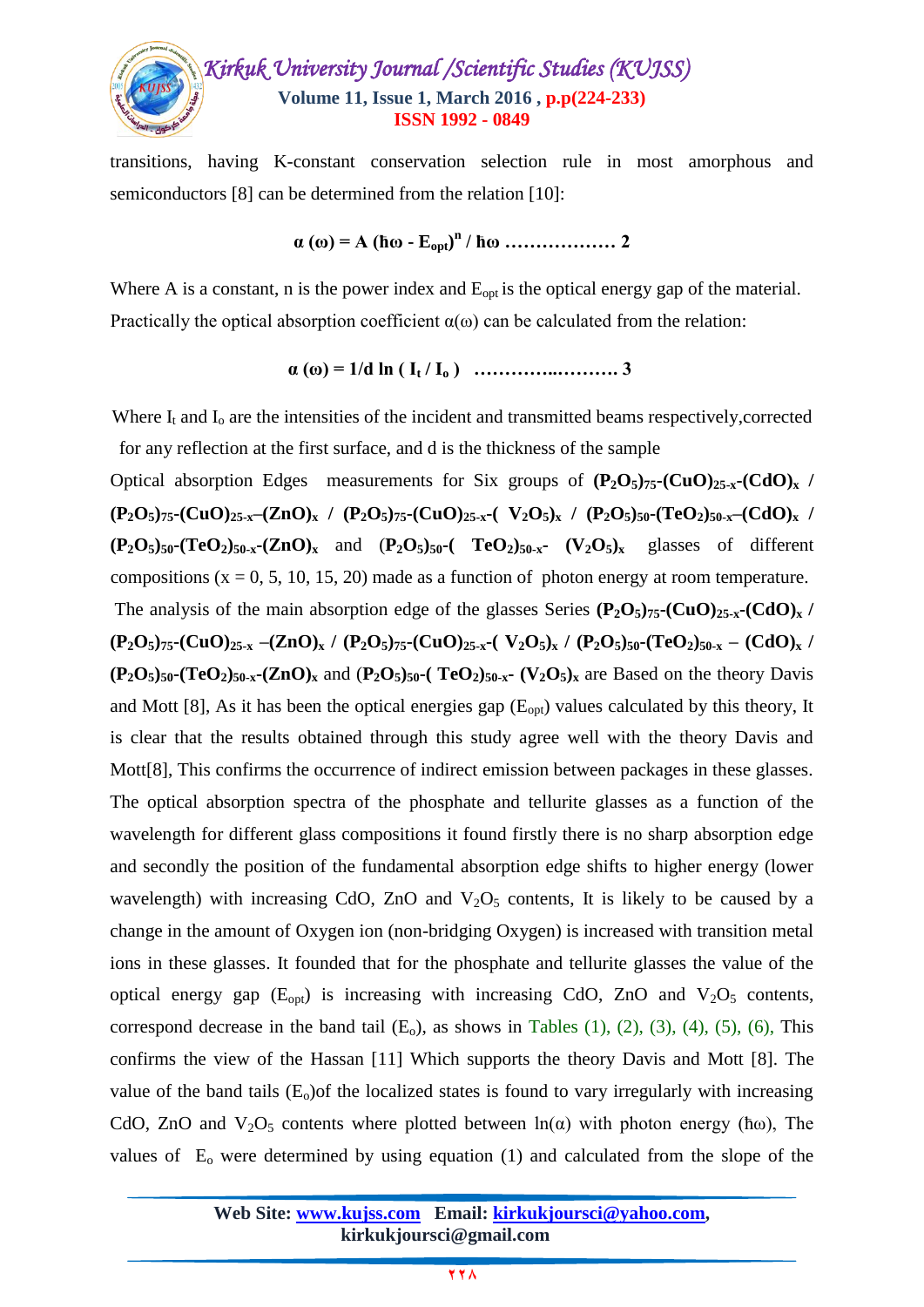transitions, having K-constant conservation selection rule in most amorphous and semiconductors [8] can be determined from the relation [10]:

$$\alpha(\omega) = A(\hbar\omega - E_{opt})^n / \hbar\omega \quad \ldots\ldots\ldots\ldots\ldots\ldots 2$$

Where A is a constant, n is the power index and $E_{opt}$ is the optical energy gap of the material. Practically the optical absorption coefficient $\alpha(\omega)$ can be calculated from the relation:

$$\alpha(\omega) = 1/d \ln(I_t / I_o) \quad \ldots\ldots\ldots\ldots\ldots\ldots 3$$

Where $I_t$ and $I_o$ are the intensities of the incident and transmitted beams respectively,corrected for any reflection at the first surface, and d is the thickness of the sample

Optical absorption Edges measurements for Six groups of **$(P_2O_5)_{75}$-$(CuO)_{25-x}$-$(CdO)_x$ / $(P_2O_5)_{75}$-$(CuO)_{25-x}$–$(ZnO)_x$ / $(P_2O_5)_{75}$-$(CuO)_{25-x}$-$(V_2O_5)_x$ / $(P_2O_5)_{50}$-$(TeO_2)_{50-x}$–$(CdO)_x$ / $(P_2O_5)_{50}$-$(TeO_2)_{50-x}$-$(ZnO)_x$** and **$(P_2O_5)_{50}$-$(TeO_2)_{50-x}$- $(V_2O_5)_x$** glasses of different compositions (x = 0, 5, 10, 15, 20) made as a function of photon energy at room temperature.

The analysis of the main absorption edge of the glasses Series **$(P_2O_5)_{75}$-$(CuO)_{25-x}$-$(CdO)_x$ / $(P_2O_5)_{75}$-$(CuO)_{25-x}$ –$(ZnO)_x$ / $(P_2O_5)_{75}$-$(CuO)_{25-x}$-$(V_2O_5)_x$ / $(P_2O_5)_{50}$-$(TeO_2)_{50-x}$ – $(CdO)_x$ / $(P_2O_5)_{50}$-$(TeO_2)_{50-x}$-$(ZnO)_x$** and **$(P_2O_5)_{50}$-$(TeO_2)_{50-x}$- $(V_2O_5)_x$** are Based on the theory Davis and Mott [8], As it has been the optical energies gap ($E_{opt}$) values calculated by this theory, It is clear that the results obtained through this study agree well with the theory Davis and Mott[8], This confirms the occurrence of indirect emission between packages in these glasses. The optical absorption spectra of the phosphate and tellurite glasses as a function of the wavelength for different glass compositions it found firstly there is no sharp absorption edge and secondly the position of the fundamental absorption edge shifts to higher energy (lower wavelength) with increasing CdO, ZnO and $V_2O_5$ contents, It is likely to be caused by a change in the amount of Oxygen ion (non-bridging Oxygen) is increased with transition metal ions in these glasses. It founded that for the phosphate and tellurite glasses the value of the optical energy gap ($E_{opt}$) is increasing with increasing CdO, ZnO and $V_2O_5$ contents, correspond decrease in the band tail ($E_o$), as shows in Tables (1), (2), (3), (4), (5), (6), This confirms the view of the Hassan [11] Which supports the theory Davis and Mott [8]. The value of the band tails ($E_o$)of the localized states is found to vary irregularly with increasing CdO, ZnO and $V_2O_5$ contents where plotted between $\ln(\alpha)$ with photon energy ($\hbar\omega$), The values of $E_o$ were determined by using equation (1) and calculated from the slope of the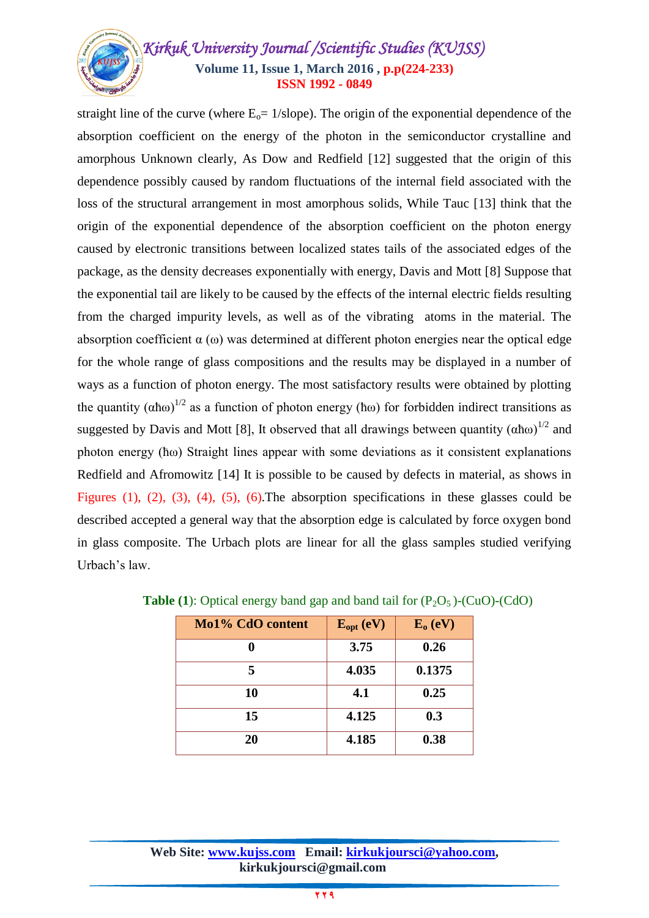straight line of the curve (where $E_o$= 1/slope). The origin of the exponential dependence of the absorption coefficient on the energy of the photon in the semiconductor crystalline and amorphous Unknown clearly, As Dow and Redfield [12] suggested that the origin of this dependence possibly caused by random fluctuations of the internal field associated with the loss of the structural arrangement in most amorphous solids, While Tauc [13] think that the origin of the exponential dependence of the absorption coefficient on the photon energy caused by electronic transitions between localized states tails of the associated edges of the package, as the density decreases exponentially with energy, Davis and Mott [8] Suppose that the exponential tail are likely to be caused by the effects of the internal electric fields resulting from the charged impurity levels, as well as of the vibrating atoms in the material. The absorption coefficient α (ω) was determined at different photon energies near the optical edge for the whole range of glass compositions and the results may be displayed in a number of ways as a function of photon energy. The most satisfactory results were obtained by plotting the quantity $(\alpha\hbar\omega)^{1/2}$ as a function of photon energy (ħω) for forbidden indirect transitions as suggested by Davis and Mott [8], It observed that all drawings between quantity $(\alpha\hbar\omega)^{1/2}$ and photon energy (ħω) Straight lines appear with some deviations as it consistent explanations Redfield and Afromowitz [14] It is possible to be caused by defects in material, as shows in Figures (1), (2), (3), (4), (5), (6).The absorption specifications in these glasses could be described accepted a general way that the absorption edge is calculated by force oxygen bond in glass composite. The Urbach plots are linear for all the glass samples studied verifying Urbach's law.

**Table (1)**: Optical energy band gap and band tail for ($P_2O_5$)-(CuO)-(CdO)

| Mo1% CdO content | $E_{opt}$ (eV) | $E_o$ (eV) |
|---|---|---|
| 0 | 3.75 | 0.26 |
| 5 | 4.035 | 0.1375 |
| 10 | 4.1 | 0.25 |
| 15 | 4.125 | 0.3 |
| 20 | 4.185 | 0.38 |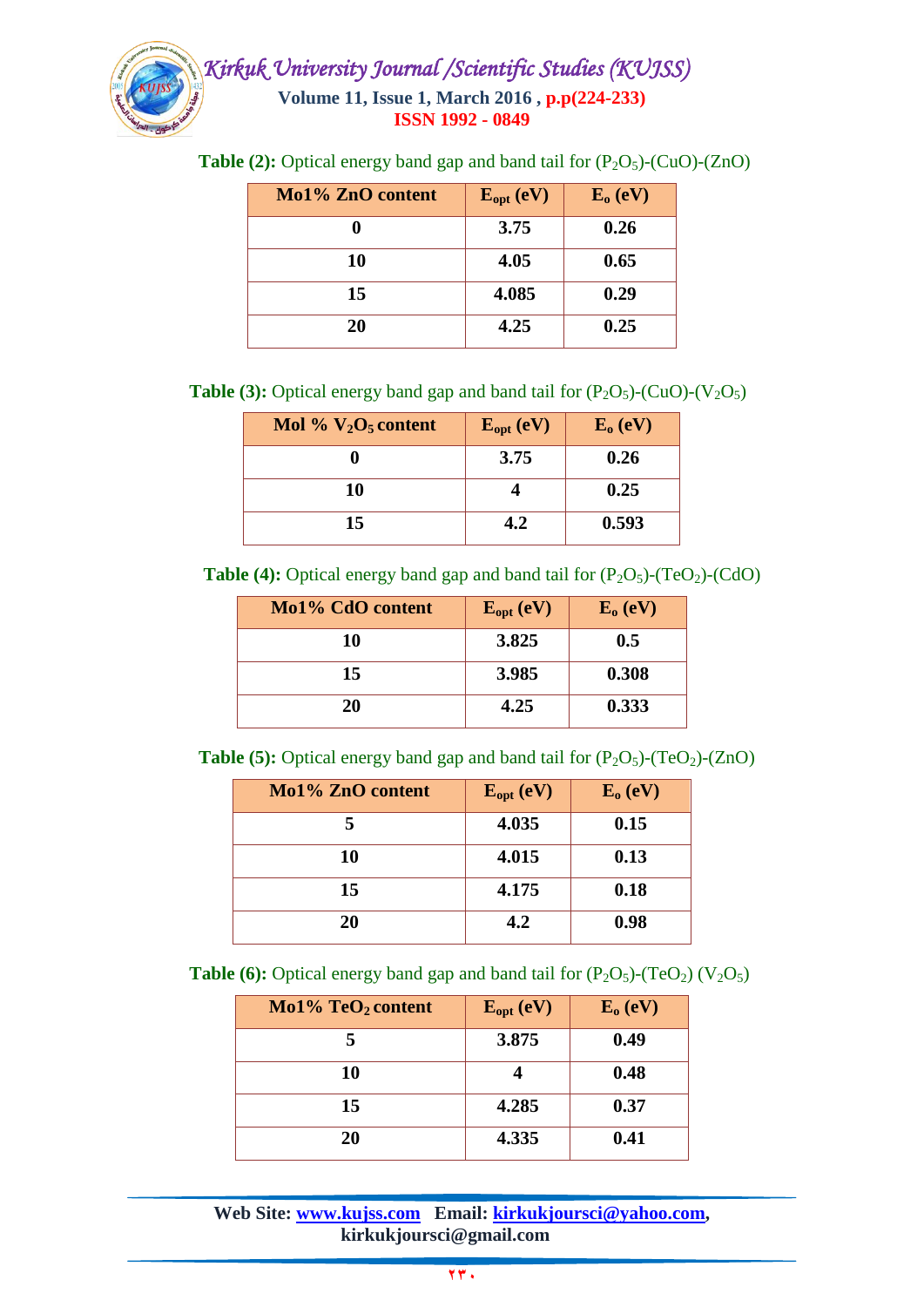**Table (2):** Optical energy band gap and band tail for $(P_2O_5)$-(CuO)-(ZnO)

| Mo1% ZnO content | $E_{opt}$ (eV) | $E_o$ (eV) |
|---|---|---|
| 0 | 3.75 | 0.26 |
| 10 | 4.05 | 0.65 |
| 15 | 4.085 | 0.29 |
| 20 | 4.25 | 0.25 |

**Table (3):** Optical energy band gap and band tail for $(P_2O_5)$-(CuO)-$(V_2O_5)$

| Mol % $V_2O_5$ content | $E_{opt}$ (eV) | $E_o$ (eV) |
|---|---|---|
| 0 | 3.75 | 0.26 |
| 10 | 4 | 0.25 |
| 15 | 4.2 | 0.593 |

**Table (4):** Optical energy band gap and band tail for $(P_2O_5)$-$(TeO_2)$-(CdO)

| Mo1% CdO content | $E_{opt}$ (eV) | $E_o$ (eV) |
|---|---|---|
| 10 | 3.825 | 0.5 |
| 15 | 3.985 | 0.308 |
| 20 | 4.25 | 0.333 |

**Table (5):** Optical energy band gap and band tail for $(P_2O_5)$-$(TeO_2)$-(ZnO)

| Mo1% ZnO content | $E_{opt}$ (eV) | $E_o$ (eV) |
|---|---|---|
| 5 | 4.035 | 0.15 |
| 10 | 4.015 | 0.13 |
| 15 | 4.175 | 0.18 |
| 20 | 4.2 | 0.98 |

**Table (6):** Optical energy band gap and band tail for $(P_2O_5)$-$(TeO_2)$ $(V_2O_5)$

| Mo1% $TeO_2$ content | $E_{opt}$ (eV) | $E_o$ (eV) |
|---|---|---|
| 5 | 3.875 | 0.49 |
| 10 | 4 | 0.48 |
| 15 | 4.285 | 0.37 |
| 20 | 4.335 | 0.41 |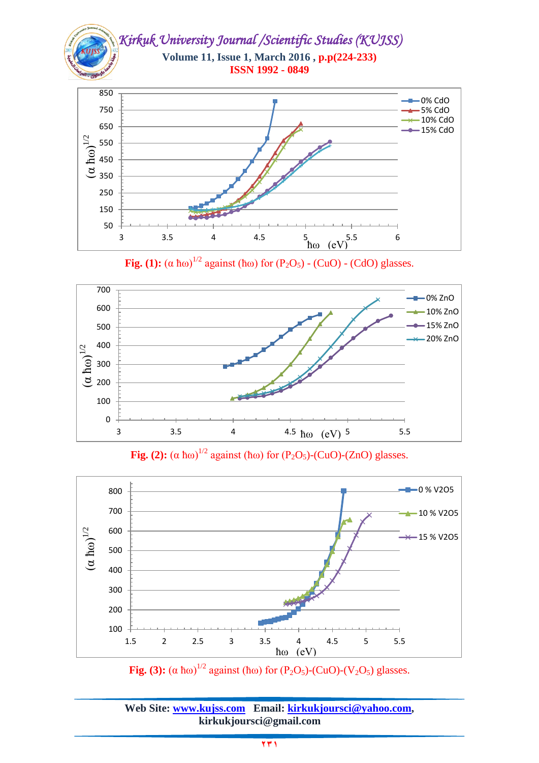**Fig. (1):** $(\alpha \hbar\omega)^{1/2}$ against $(\hbar\omega)$ for $(P_2O_5)$ - $(CuO)$ - $(CdO)$ glasses.

**Fig. (2):** $(\alpha \hbar\omega)^{1/2}$ against $(\hbar\omega)$ for $(P_2O_5)$-$(CuO)$-$(ZnO)$ glasses.

**Fig. (3):** $(\alpha \hbar\omega)^{1/2}$ against $(\hbar\omega)$ for $(P_2O_5)$-$(CuO)$-$(V_2O_5)$ glasses.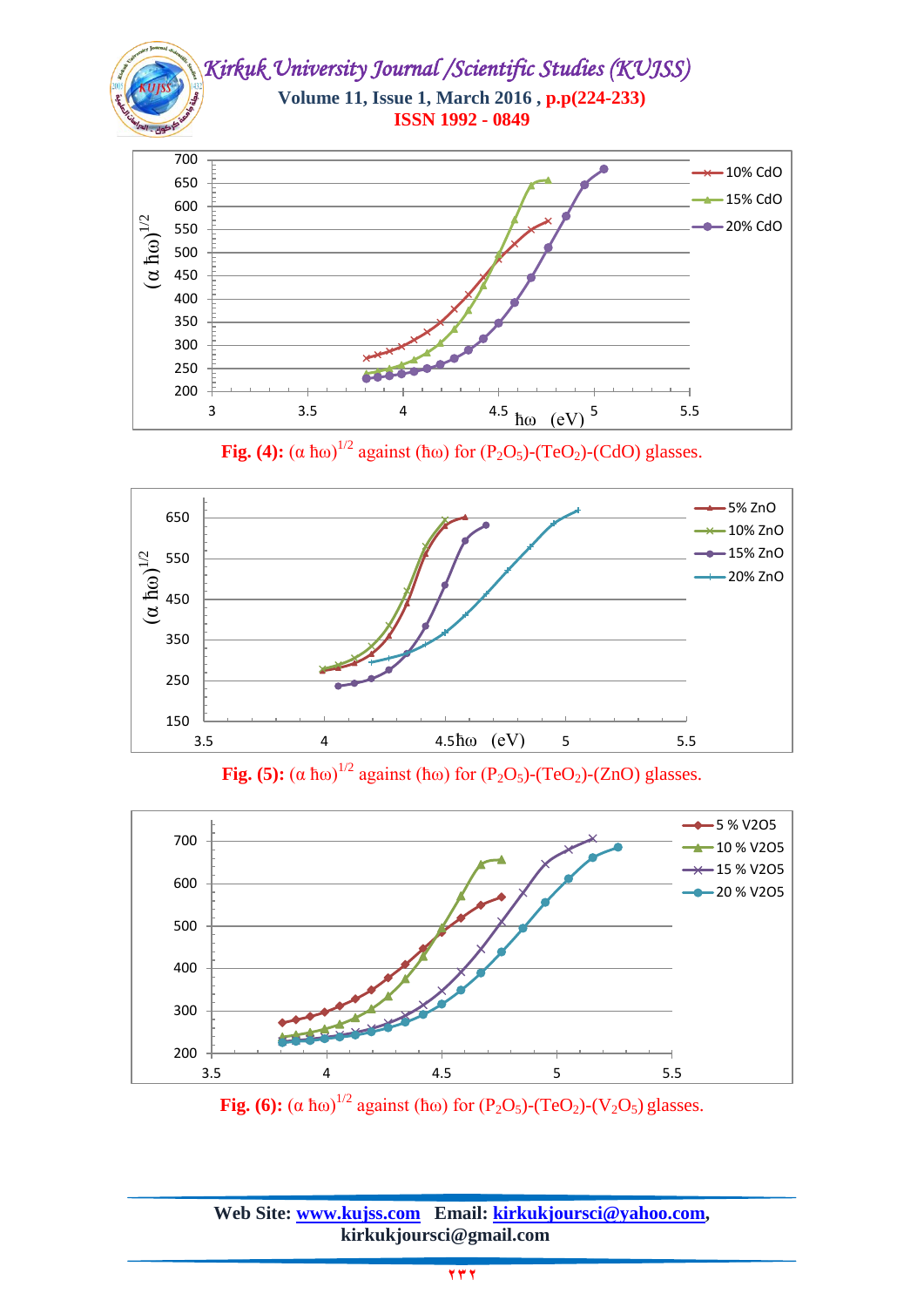Fig. (4): $(\alpha\ \hbar\omega)^{1/2}$ against $(\hbar\omega)$ for $(P_2O_5)$-$(TeO_2)$-$(CdO)$ glasses.

Fig. (5): $(\alpha\ \hbar\omega)^{1/2}$ against $(\hbar\omega)$ for $(P_2O_5)$-$(TeO_2)$-$(ZnO)$ glasses.

Fig. (6): $(\alpha\ \hbar\omega)^{1/2}$ against $(\hbar\omega)$ for $(P_2O_5)$-$(TeO_2)$-$(V_2O_5)$ glasses.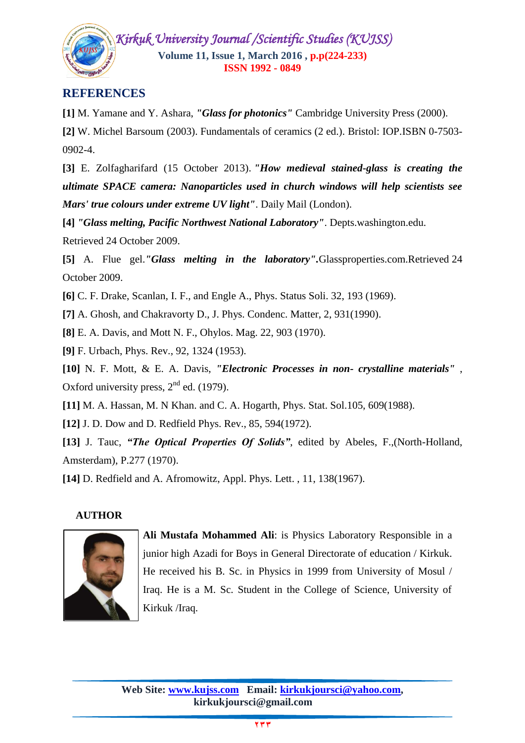## REFERENCES

**[1]** M. Yamane and Y. Ashara, ***"Glass for photonics"*** Cambridge University Press (2000).

**[2]** W. Michel Barsoum (2003). Fundamentals of ceramics (2 ed.). Bristol: IOP.ISBN 0-7503-0902-4.

**[3]** E. Zolfagharifard (15 October 2013). ***"How medieval stained-glass is creating the ultimate SPACE camera: Nanoparticles used in church windows will help scientists see Mars' true colours under extreme UV light"***. Daily Mail (London).

**[4]** ***"Glass melting, Pacific Northwest National Laboratory"***. Depts.washington.edu. Retrieved 24 October 2009.

**[5]** A. Flue gel.***"Glass melting in the laboratory"***.Glassproperties.com.Retrieved 24 October 2009.

**[6]** C. F. Drake, Scanlan, I. F., and Engle A., Phys. Status Soli. 32, 193 (1969).

**[7]** A. Ghosh, and Chakravorty D., J. Phys. Condenc. Matter, 2, 931(1990).

**[8]** E. A. Davis, and Mott N. F., Ohylos. Mag. 22, 903 (1970).

**[9]** F. Urbach, Phys. Rev., 92, 1324 (1953).

**[10]** N. F. Mott, & E. A. Davis, ***"Electronic Processes in non- crystalline materials"*** , Oxford university press, 2nd ed. (1979).

**[11]** M. A. Hassan, M. N Khan. and C. A. Hogarth, Phys. Stat. Sol.105, 609(1988).

**[12]** J. D. Dow and D. Redfield Phys. Rev., 85, 594(1972).

**[13]** J. Tauc, ***"The Optical Properties Of Solids"***, edited by Abeles, F.,(North-Holland, Amsterdam), P.277 (1970).

**[14]** D. Redfield and A. Afromowitz, Appl. Phys. Lett. , 11, 138(1967).

### AUTHOR

**Ali Mustafa Mohammed Ali**: is Physics Laboratory Responsible in a junior high Azadi for Boys in General Directorate of education / Kirkuk. He received his B. Sc. in Physics in 1999 from University of Mosul / Iraq. He is a M. Sc. Student in the College of Science, University of Kirkuk /Iraq.